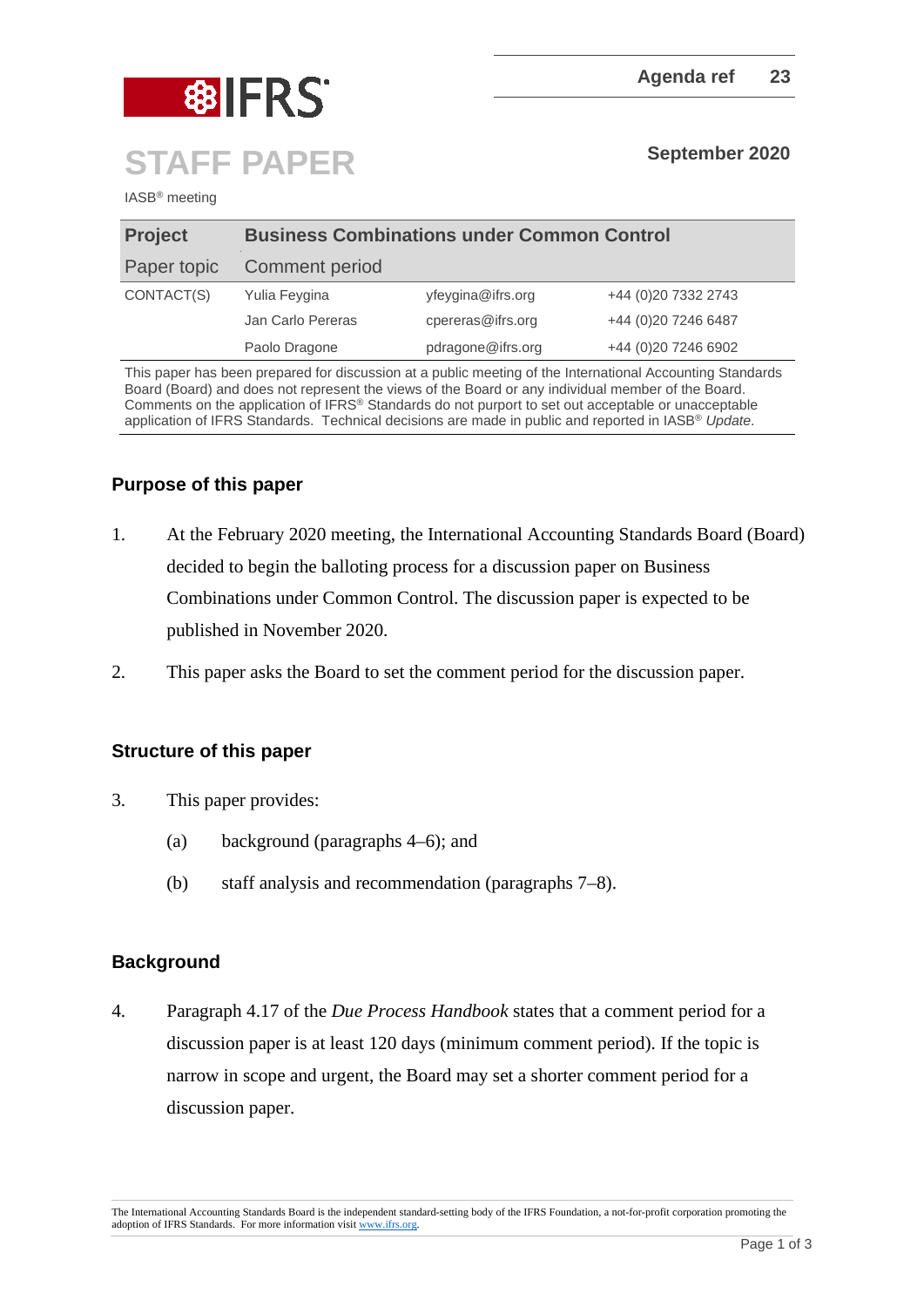Agenda ref 23

# STAFF PAPER

September 2020

IASB® meeting

| Project | Business Combinations under Common Control | | |
|---|---|---|---|
| Paper topic | Comment period | | |
| CONTACT(S) | Yulia Feygina | yfeygina@ifrs.org | +44 (0)20 7332 2743 |
| | Jan Carlo Pereras | cpereras@ifrs.org | +44 (0)20 7246 6487 |
| | Paolo Dragone | pdragone@ifrs.org | +44 (0)20 7246 6902 |

This paper has been prepared for discussion at a public meeting of the International Accounting Standards Board (Board) and does not represent the views of the Board or any individual member of the Board. Comments on the application of IFRS® Standards do not purport to set out acceptable or unacceptable application of IFRS Standards. Technical decisions are made in public and reported in IASB® *Update*.

## Purpose of this paper

1. At the February 2020 meeting, the International Accounting Standards Board (Board) decided to begin the balloting process for a discussion paper on Business Combinations under Common Control. The discussion paper is expected to be published in November 2020.

2. This paper asks the Board to set the comment period for the discussion paper.

## Structure of this paper

3. This paper provides:

   (a) background (paragraphs 4–6); and

   (b) staff analysis and recommendation (paragraphs 7–8).

## Background

4. Paragraph 4.17 of the *Due Process Handbook* states that a comment period for a discussion paper is at least 120 days (minimum comment period). If the topic is narrow in scope and urgent, the Board may set a shorter comment period for a discussion paper.

The International Accounting Standards Board is the independent standard-setting body of the IFRS Foundation, a not-for-profit corporation promoting the adoption of IFRS Standards. For more information visit www.ifrs.org.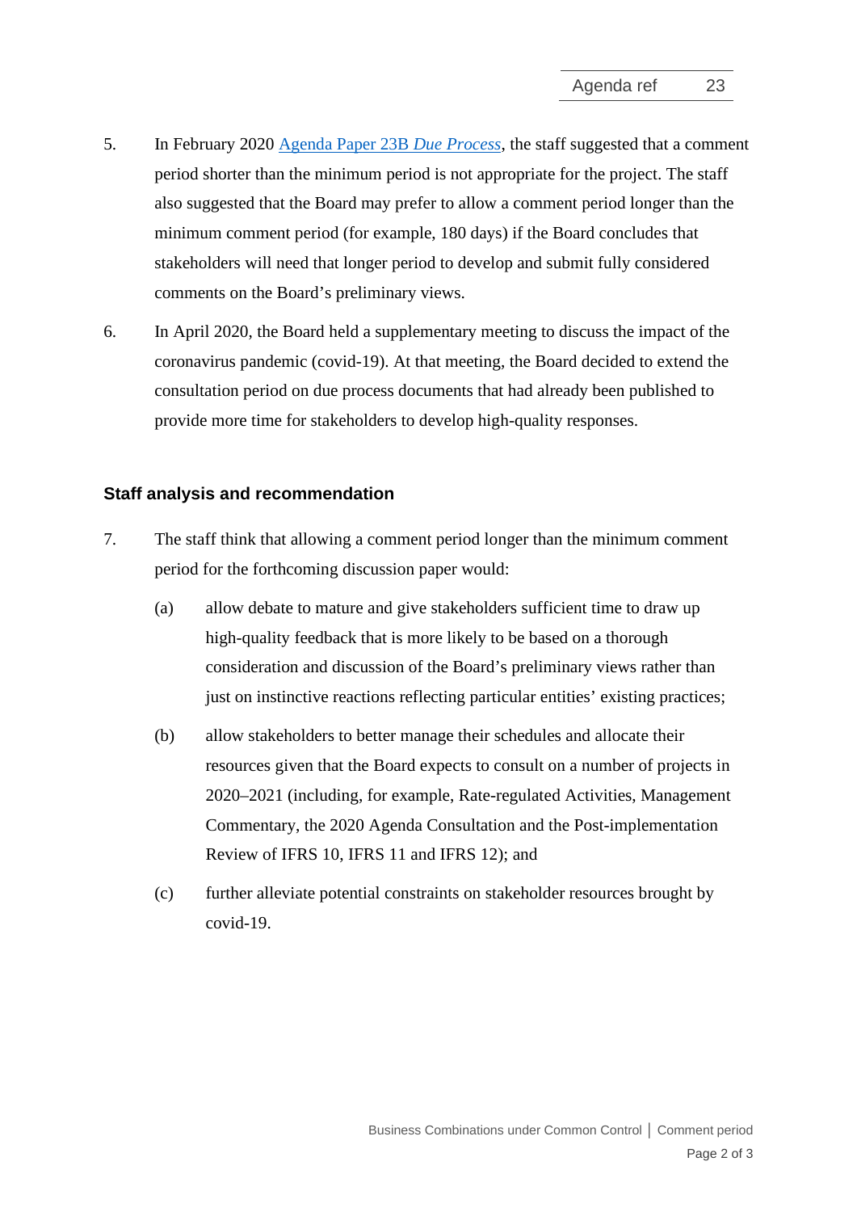5. In February 2020 [Agenda Paper 23B *Due Process*], the staff suggested that a comment period shorter than the minimum period is not appropriate for the project. The staff also suggested that the Board may prefer to allow a comment period longer than the minimum comment period (for example, 180 days) if the Board concludes that stakeholders will need that longer period to develop and submit fully considered comments on the Board's preliminary views.

6. In April 2020, the Board held a supplementary meeting to discuss the impact of the coronavirus pandemic (covid-19). At that meeting, the Board decided to extend the consultation period on due process documents that had already been published to provide more time for stakeholders to develop high-quality responses.

## Staff analysis and recommendation

7. The staff think that allowing a comment period longer than the minimum comment period for the forthcoming discussion paper would:

   (a) allow debate to mature and give stakeholders sufficient time to draw up high-quality feedback that is more likely to be based on a thorough consideration and discussion of the Board's preliminary views rather than just on instinctive reactions reflecting particular entities' existing practices;

   (b) allow stakeholders to better manage their schedules and allocate their resources given that the Board expects to consult on a number of projects in 2020–2021 (including, for example, Rate-regulated Activities, Management Commentary, the 2020 Agenda Consultation and the Post-implementation Review of IFRS 10, IFRS 11 and IFRS 12); and

   (c) further alleviate potential constraints on stakeholder resources brought by covid-19.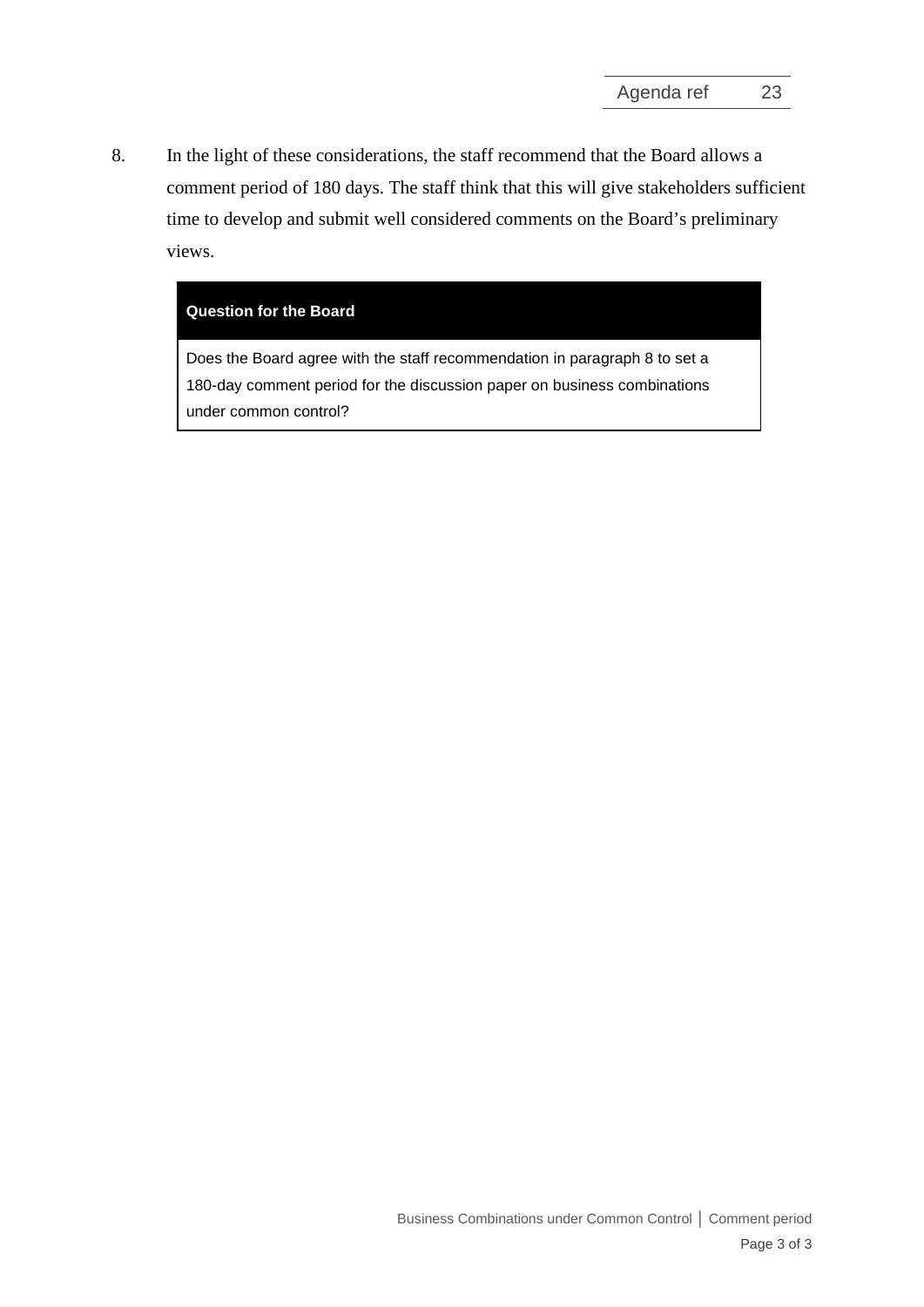8. In the light of these considerations, the staff recommend that the Board allows a comment period of 180 days. The staff think that this will give stakeholders sufficient time to develop and submit well considered comments on the Board's preliminary views.

| **Question for the Board** |
| --- |
| Does the Board agree with the staff recommendation in paragraph 8 to set a 180-day comment period for the discussion paper on business combinations under common control? |